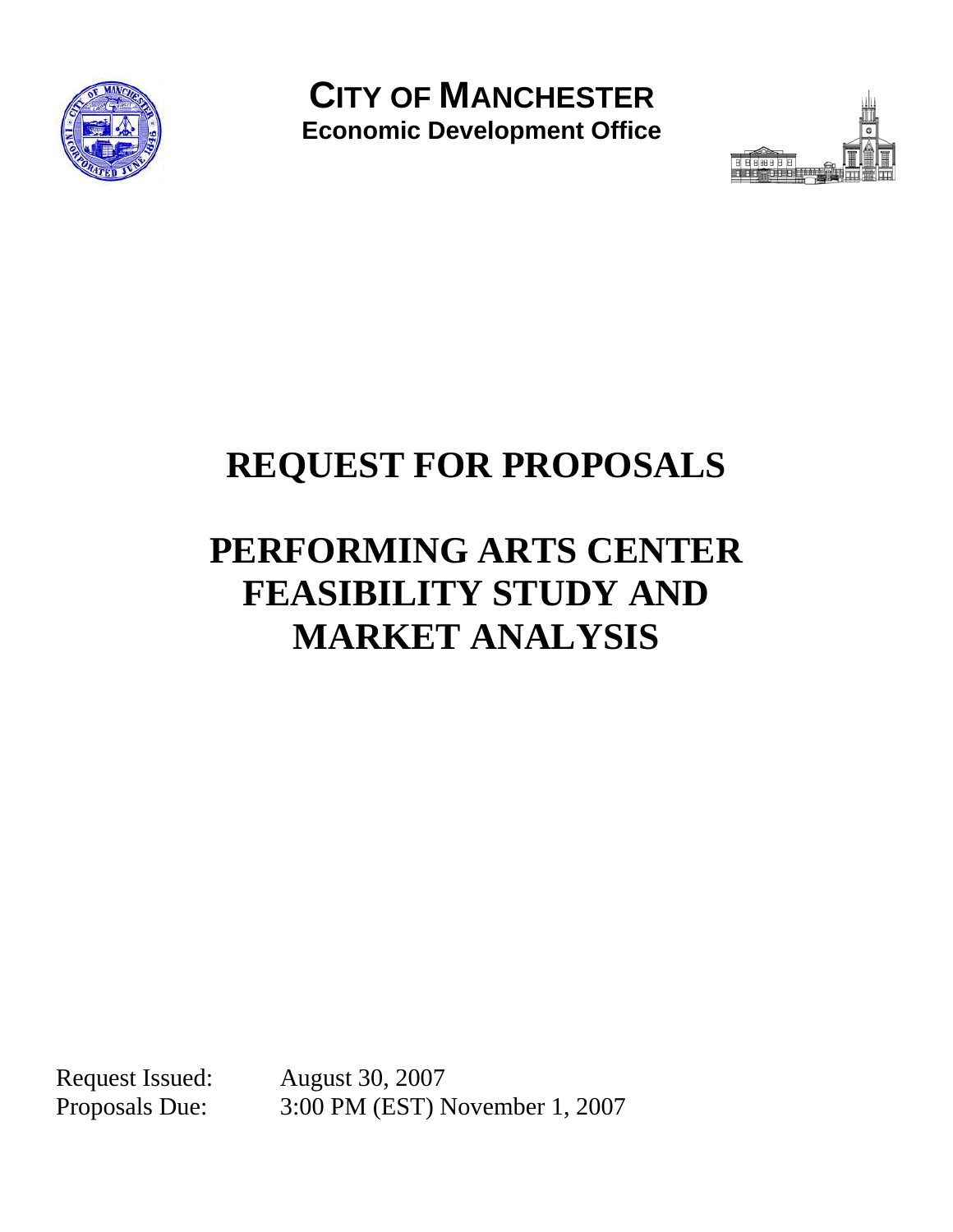# CITY OF MANCHESTER

**Economic Development Office**

# REQUEST FOR PROPOSALS

# PERFORMING ARTS CENTER FEASIBILITY STUDY AND MARKET ANALYSIS

Request Issued: August 30, 2007

Proposals Due: 3:00 PM (EST) November 1, 2007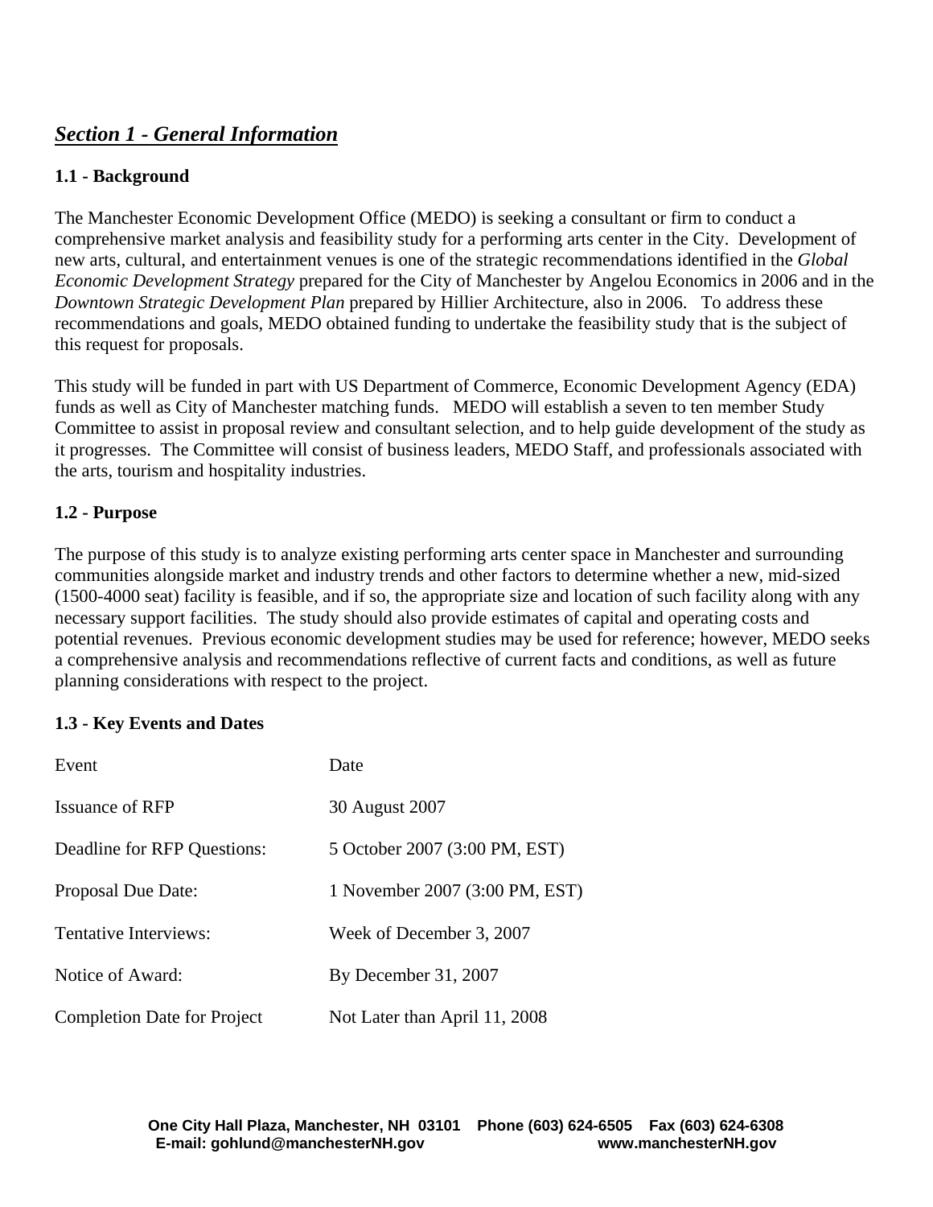## ***Section 1 - General Information***

### 1.1 - Background

The Manchester Economic Development Office (MEDO) is seeking a consultant or firm to conduct a comprehensive market analysis and feasibility study for a performing arts center in the City. Development of new arts, cultural, and entertainment venues is one of the strategic recommendations identified in the *Global Economic Development Strategy* prepared for the City of Manchester by Angelou Economics in 2006 and in the *Downtown Strategic Development Plan* prepared by Hillier Architecture, also in 2006. To address these recommendations and goals, MEDO obtained funding to undertake the feasibility study that is the subject of this request for proposals.

This study will be funded in part with US Department of Commerce, Economic Development Agency (EDA) funds as well as City of Manchester matching funds. MEDO will establish a seven to ten member Study Committee to assist in proposal review and consultant selection, and to help guide development of the study as it progresses. The Committee will consist of business leaders, MEDO Staff, and professionals associated with the arts, tourism and hospitality industries.

### 1.2 - Purpose

The purpose of this study is to analyze existing performing arts center space in Manchester and surrounding communities alongside market and industry trends and other factors to determine whether a new, mid-sized (1500-4000 seat) facility is feasible, and if so, the appropriate size and location of such facility along with any necessary support facilities. The study should also provide estimates of capital and operating costs and potential revenues. Previous economic development studies may be used for reference; however, MEDO seeks a comprehensive analysis and recommendations reflective of current facts and conditions, as well as future planning considerations with respect to the project.

### 1.3 - Key Events and Dates

| Event | Date |
|---|---|
| Issuance of RFP | 30 August 2007 |
| Deadline for RFP Questions: | 5 October 2007 (3:00 PM, EST) |
| Proposal Due Date: | 1 November 2007 (3:00 PM, EST) |
| Tentative Interviews: | Week of December 3, 2007 |
| Notice of Award: | By December 31, 2007 |
| Completion Date for Project | Not Later than April 11, 2008 |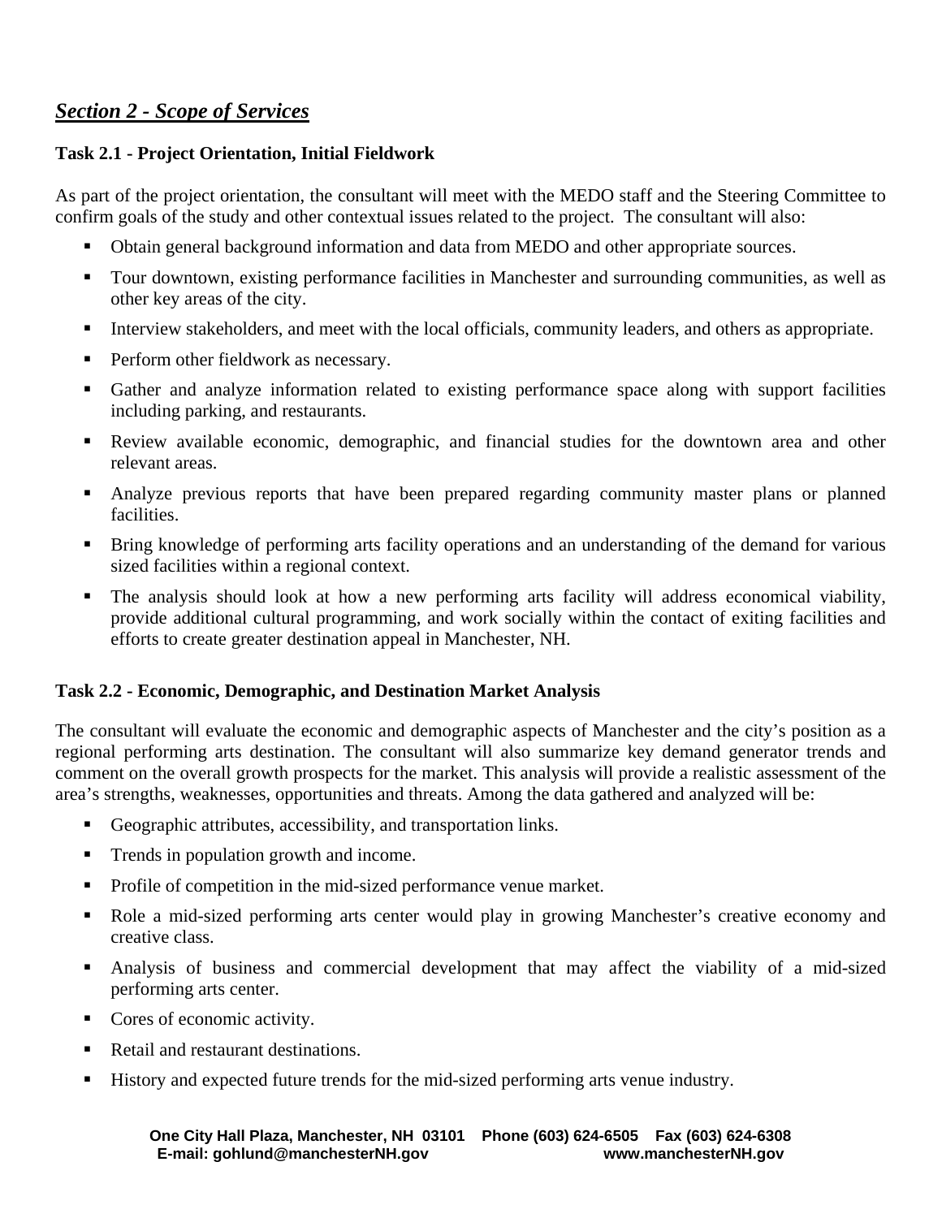## ***Section 2 - Scope of Services***

### **Task 2.1 - Project Orientation, Initial Fieldwork**

As part of the project orientation, the consultant will meet with the MEDO staff and the Steering Committee to confirm goals of the study and other contextual issues related to the project. The consultant will also:

- Obtain general background information and data from MEDO and other appropriate sources.
- Tour downtown, existing performance facilities in Manchester and surrounding communities, as well as other key areas of the city.
- Interview stakeholders, and meet with the local officials, community leaders, and others as appropriate.
- Perform other fieldwork as necessary.
- Gather and analyze information related to existing performance space along with support facilities including parking, and restaurants.
- Review available economic, demographic, and financial studies for the downtown area and other relevant areas.
- Analyze previous reports that have been prepared regarding community master plans or planned facilities.
- Bring knowledge of performing arts facility operations and an understanding of the demand for various sized facilities within a regional context.
- The analysis should look at how a new performing arts facility will address economical viability, provide additional cultural programming, and work socially within the contact of exiting facilities and efforts to create greater destination appeal in Manchester, NH.

### **Task 2.2 - Economic, Demographic, and Destination Market Analysis**

The consultant will evaluate the economic and demographic aspects of Manchester and the city's position as a regional performing arts destination. The consultant will also summarize key demand generator trends and comment on the overall growth prospects for the market. This analysis will provide a realistic assessment of the area's strengths, weaknesses, opportunities and threats. Among the data gathered and analyzed will be:

- Geographic attributes, accessibility, and transportation links.
- Trends in population growth and income.
- Profile of competition in the mid-sized performance venue market.
- Role a mid-sized performing arts center would play in growing Manchester's creative economy and creative class.
- Analysis of business and commercial development that may affect the viability of a mid-sized performing arts center.
- Cores of economic activity.
- Retail and restaurant destinations.
- History and expected future trends for the mid-sized performing arts venue industry.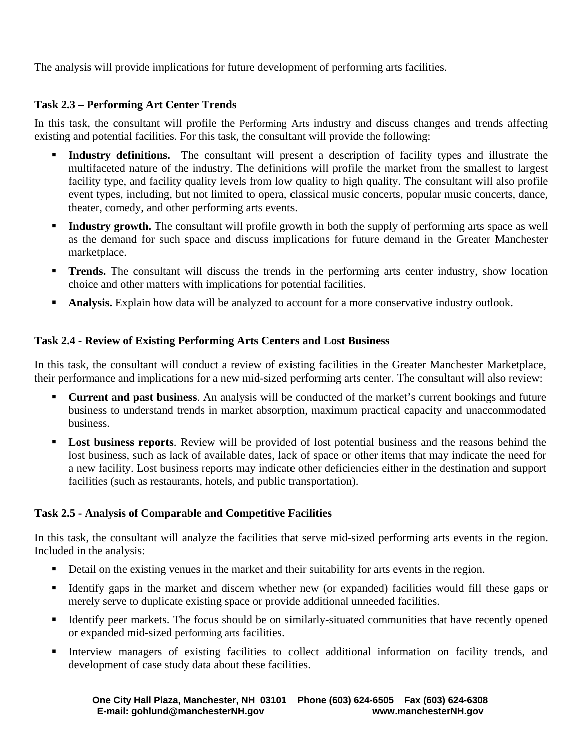The analysis will provide implications for future development of performing arts facilities.

### Task 2.3 – Performing Art Center Trends

In this task, the consultant will profile the Performing Arts industry and discuss changes and trends affecting existing and potential facilities. For this task, the consultant will provide the following:

- **Industry definitions.** The consultant will present a description of facility types and illustrate the multifaceted nature of the industry. The definitions will profile the market from the smallest to largest facility type, and facility quality levels from low quality to high quality. The consultant will also profile event types, including, but not limited to opera, classical music concerts, popular music concerts, dance, theater, comedy, and other performing arts events.
- **Industry growth.** The consultant will profile growth in both the supply of performing arts space as well as the demand for such space and discuss implications for future demand in the Greater Manchester marketplace.
- **Trends.** The consultant will discuss the trends in the performing arts center industry, show location choice and other matters with implications for potential facilities.
- **Analysis.** Explain how data will be analyzed to account for a more conservative industry outlook.

### Task 2.4 - Review of Existing Performing Arts Centers and Lost Business

In this task, the consultant will conduct a review of existing facilities in the Greater Manchester Marketplace, their performance and implications for a new mid-sized performing arts center. The consultant will also review:

- **Current and past business**. An analysis will be conducted of the market's current bookings and future business to understand trends in market absorption, maximum practical capacity and unaccommodated business.
- **Lost business reports**. Review will be provided of lost potential business and the reasons behind the lost business, such as lack of available dates, lack of space or other items that may indicate the need for a new facility. Lost business reports may indicate other deficiencies either in the destination and support facilities (such as restaurants, hotels, and public transportation).

### Task 2.5 - Analysis of Comparable and Competitive Facilities

In this task, the consultant will analyze the facilities that serve mid-sized performing arts events in the region. Included in the analysis:

- Detail on the existing venues in the market and their suitability for arts events in the region.
- Identify gaps in the market and discern whether new (or expanded) facilities would fill these gaps or merely serve to duplicate existing space or provide additional unneeded facilities.
- Identify peer markets. The focus should be on similarly-situated communities that have recently opened or expanded mid-sized performing arts facilities.
- Interview managers of existing facilities to collect additional information on facility trends, and development of case study data about these facilities.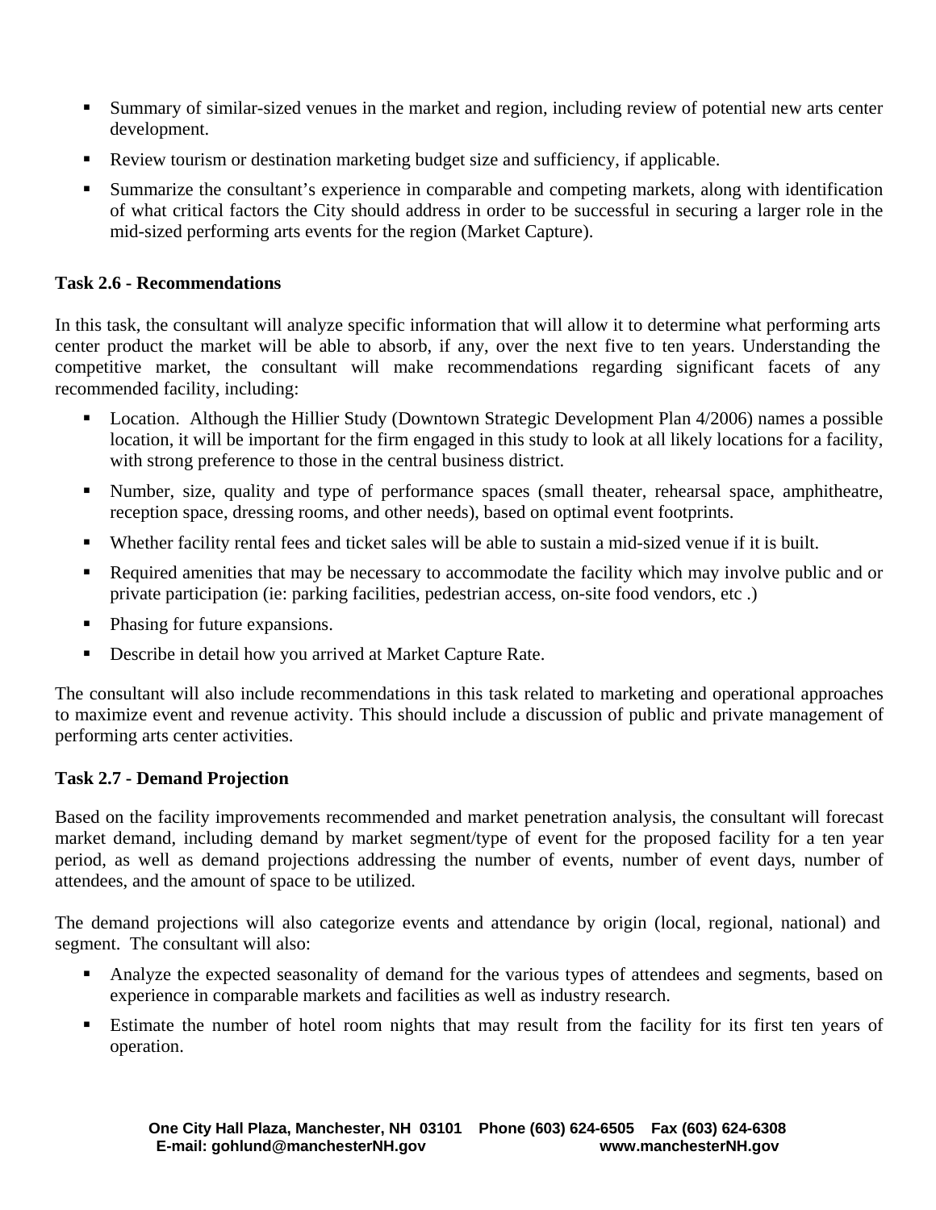- Summary of similar-sized venues in the market and region, including review of potential new arts center development.
- Review tourism or destination marketing budget size and sufficiency, if applicable.
- Summarize the consultant's experience in comparable and competing markets, along with identification of what critical factors the City should address in order to be successful in securing a larger role in the mid-sized performing arts events for the region (Market Capture).

**Task 2.6 - Recommendations**

In this task, the consultant will analyze specific information that will allow it to determine what performing arts center product the market will be able to absorb, if any, over the next five to ten years. Understanding the competitive market, the consultant will make recommendations regarding significant facets of any recommended facility, including:

- Location. Although the Hillier Study (Downtown Strategic Development Plan 4/2006) names a possible location, it will be important for the firm engaged in this study to look at all likely locations for a facility, with strong preference to those in the central business district.
- Number, size, quality and type of performance spaces (small theater, rehearsal space, amphitheatre, reception space, dressing rooms, and other needs), based on optimal event footprints.
- Whether facility rental fees and ticket sales will be able to sustain a mid-sized venue if it is built.
- Required amenities that may be necessary to accommodate the facility which may involve public and or private participation (ie: parking facilities, pedestrian access, on-site food vendors, etc .)
- Phasing for future expansions.
- Describe in detail how you arrived at Market Capture Rate.

The consultant will also include recommendations in this task related to marketing and operational approaches to maximize event and revenue activity. This should include a discussion of public and private management of performing arts center activities.

**Task 2.7 - Demand Projection**

Based on the facility improvements recommended and market penetration analysis, the consultant will forecast market demand, including demand by market segment/type of event for the proposed facility for a ten year period, as well as demand projections addressing the number of events, number of event days, number of attendees, and the amount of space to be utilized.

The demand projections will also categorize events and attendance by origin (local, regional, national) and segment. The consultant will also:

- Analyze the expected seasonality of demand for the various types of attendees and segments, based on experience in comparable markets and facilities as well as industry research.
- Estimate the number of hotel room nights that may result from the facility for its first ten years of operation.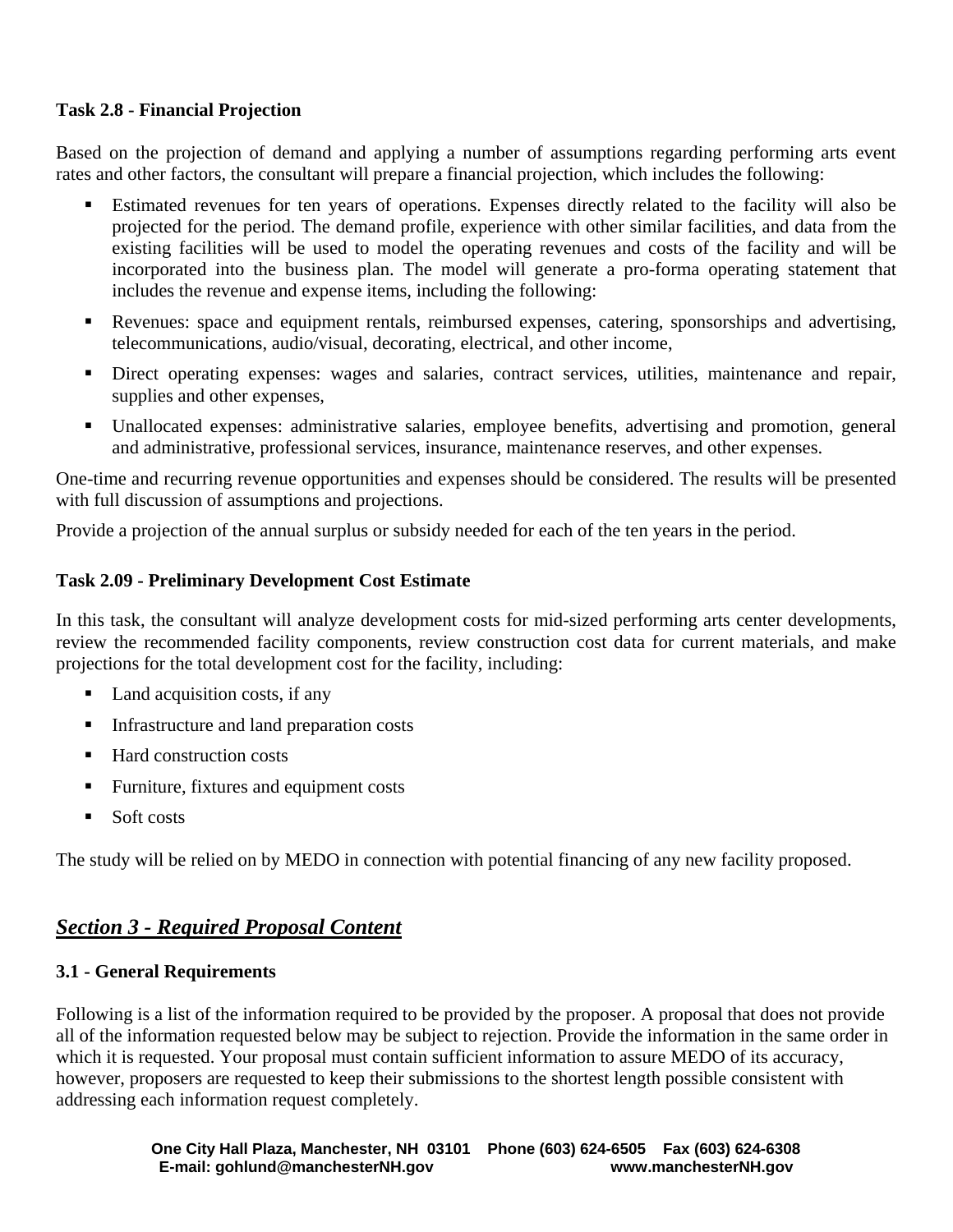### Task 2.8 - Financial Projection

Based on the projection of demand and applying a number of assumptions regarding performing arts event rates and other factors, the consultant will prepare a financial projection, which includes the following:

- Estimated revenues for ten years of operations. Expenses directly related to the facility will also be projected for the period. The demand profile, experience with other similar facilities, and data from the existing facilities will be used to model the operating revenues and costs of the facility and will be incorporated into the business plan. The model will generate a pro-forma operating statement that includes the revenue and expense items, including the following:
- Revenues: space and equipment rentals, reimbursed expenses, catering, sponsorships and advertising, telecommunications, audio/visual, decorating, electrical, and other income,
- Direct operating expenses: wages and salaries, contract services, utilities, maintenance and repair, supplies and other expenses,
- Unallocated expenses: administrative salaries, employee benefits, advertising and promotion, general and administrative, professional services, insurance, maintenance reserves, and other expenses.

One-time and recurring revenue opportunities and expenses should be considered. The results will be presented with full discussion of assumptions and projections.

Provide a projection of the annual surplus or subsidy needed for each of the ten years in the period.

### Task 2.09 - Preliminary Development Cost Estimate

In this task, the consultant will analyze development costs for mid-sized performing arts center developments, review the recommended facility components, review construction cost data for current materials, and make projections for the total development cost for the facility, including:

- Land acquisition costs, if any
- Infrastructure and land preparation costs
- Hard construction costs
- Furniture, fixtures and equipment costs
- Soft costs

The study will be relied on by MEDO in connection with potential financing of any new facility proposed.

## ***Section 3 - Required Proposal Content***

### 3.1 - General Requirements

Following is a list of the information required to be provided by the proposer. A proposal that does not provide all of the information requested below may be subject to rejection. Provide the information in the same order in which it is requested. Your proposal must contain sufficient information to assure MEDO of its accuracy, however, proposers are requested to keep their submissions to the shortest length possible consistent with addressing each information request completely.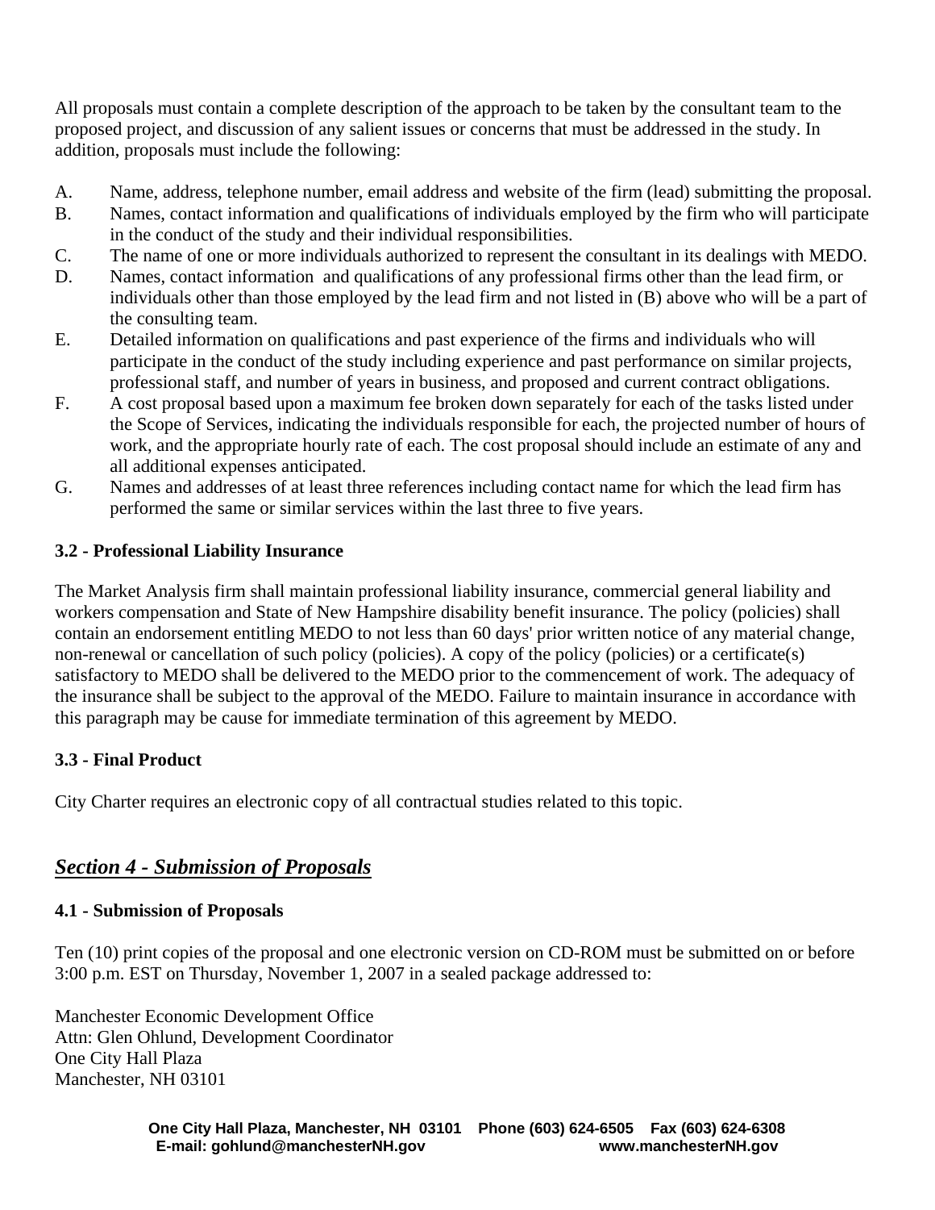All proposals must contain a complete description of the approach to be taken by the consultant team to the proposed project, and discussion of any salient issues or concerns that must be addressed in the study. In addition, proposals must include the following:

A. Name, address, telephone number, email address and website of the firm (lead) submitting the proposal.
B. Names, contact information and qualifications of individuals employed by the firm who will participate in the conduct of the study and their individual responsibilities.
C. The name of one or more individuals authorized to represent the consultant in its dealings with MEDO.
D. Names, contact information and qualifications of any professional firms other than the lead firm, or individuals other than those employed by the lead firm and not listed in (B) above who will be a part of the consulting team.
E. Detailed information on qualifications and past experience of the firms and individuals who will participate in the conduct of the study including experience and past performance on similar projects, professional staff, and number of years in business, and proposed and current contract obligations.
F. A cost proposal based upon a maximum fee broken down separately for each of the tasks listed under the Scope of Services, indicating the individuals responsible for each, the projected number of hours of work, and the appropriate hourly rate of each. The cost proposal should include an estimate of any and all additional expenses anticipated.
G. Names and addresses of at least three references including contact name for which the lead firm has performed the same or similar services within the last three to five years.

### 3.2 - Professional Liability Insurance

The Market Analysis firm shall maintain professional liability insurance, commercial general liability and workers compensation and State of New Hampshire disability benefit insurance. The policy (policies) shall contain an endorsement entitling MEDO to not less than 60 days' prior written notice of any material change, non-renewal or cancellation of such policy (policies). A copy of the policy (policies) or a certificate(s) satisfactory to MEDO shall be delivered to the MEDO prior to the commencement of work. The adequacy of the insurance shall be subject to the approval of the MEDO. Failure to maintain insurance in accordance with this paragraph may be cause for immediate termination of this agreement by MEDO.

### 3.3 - Final Product

City Charter requires an electronic copy of all contractual studies related to this topic.

## ***Section 4 - Submission of Proposals***

### 4.1 - Submission of Proposals

Ten (10) print copies of the proposal and one electronic version on CD-ROM must be submitted on or before 3:00 p.m. EST on Thursday, November 1, 2007 in a sealed package addressed to:

Manchester Economic Development Office
Attn: Glen Ohlund, Development Coordinator
One City Hall Plaza
Manchester, NH 03101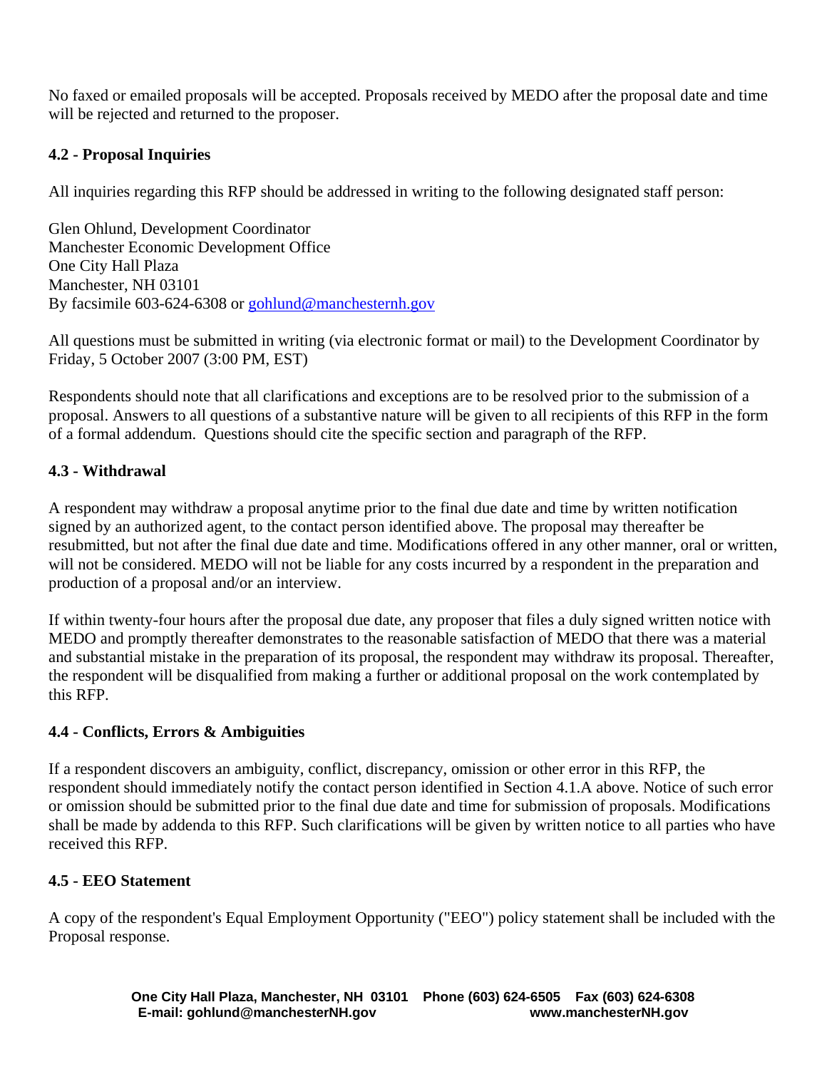No faxed or emailed proposals will be accepted. Proposals received by MEDO after the proposal date and time will be rejected and returned to the proposer.

### 4.2 - Proposal Inquiries

All inquiries regarding this RFP should be addressed in writing to the following designated staff person:

Glen Ohlund, Development Coordinator
Manchester Economic Development Office
One City Hall Plaza
Manchester, NH 03101
By facsimile 603-624-6308 or gohlund@manchesternh.gov

All questions must be submitted in writing (via electronic format or mail) to the Development Coordinator by Friday, 5 October 2007 (3:00 PM, EST)

Respondents should note that all clarifications and exceptions are to be resolved prior to the submission of a proposal. Answers to all questions of a substantive nature will be given to all recipients of this RFP in the form of a formal addendum. Questions should cite the specific section and paragraph of the RFP.

### 4.3 - Withdrawal

A respondent may withdraw a proposal anytime prior to the final due date and time by written notification signed by an authorized agent, to the contact person identified above. The proposal may thereafter be resubmitted, but not after the final due date and time. Modifications offered in any other manner, oral or written, will not be considered. MEDO will not be liable for any costs incurred by a respondent in the preparation and production of a proposal and/or an interview.

If within twenty-four hours after the proposal due date, any proposer that files a duly signed written notice with MEDO and promptly thereafter demonstrates to the reasonable satisfaction of MEDO that there was a material and substantial mistake in the preparation of its proposal, the respondent may withdraw its proposal. Thereafter, the respondent will be disqualified from making a further or additional proposal on the work contemplated by this RFP.

### 4.4 - Conflicts, Errors & Ambiguities

If a respondent discovers an ambiguity, conflict, discrepancy, omission or other error in this RFP, the respondent should immediately notify the contact person identified in Section 4.1.A above. Notice of such error or omission should be submitted prior to the final due date and time for submission of proposals. Modifications shall be made by addenda to this RFP. Such clarifications will be given by written notice to all parties who have received this RFP.

### 4.5 - EEO Statement

A copy of the respondent's Equal Employment Opportunity ("EEO") policy statement shall be included with the Proposal response.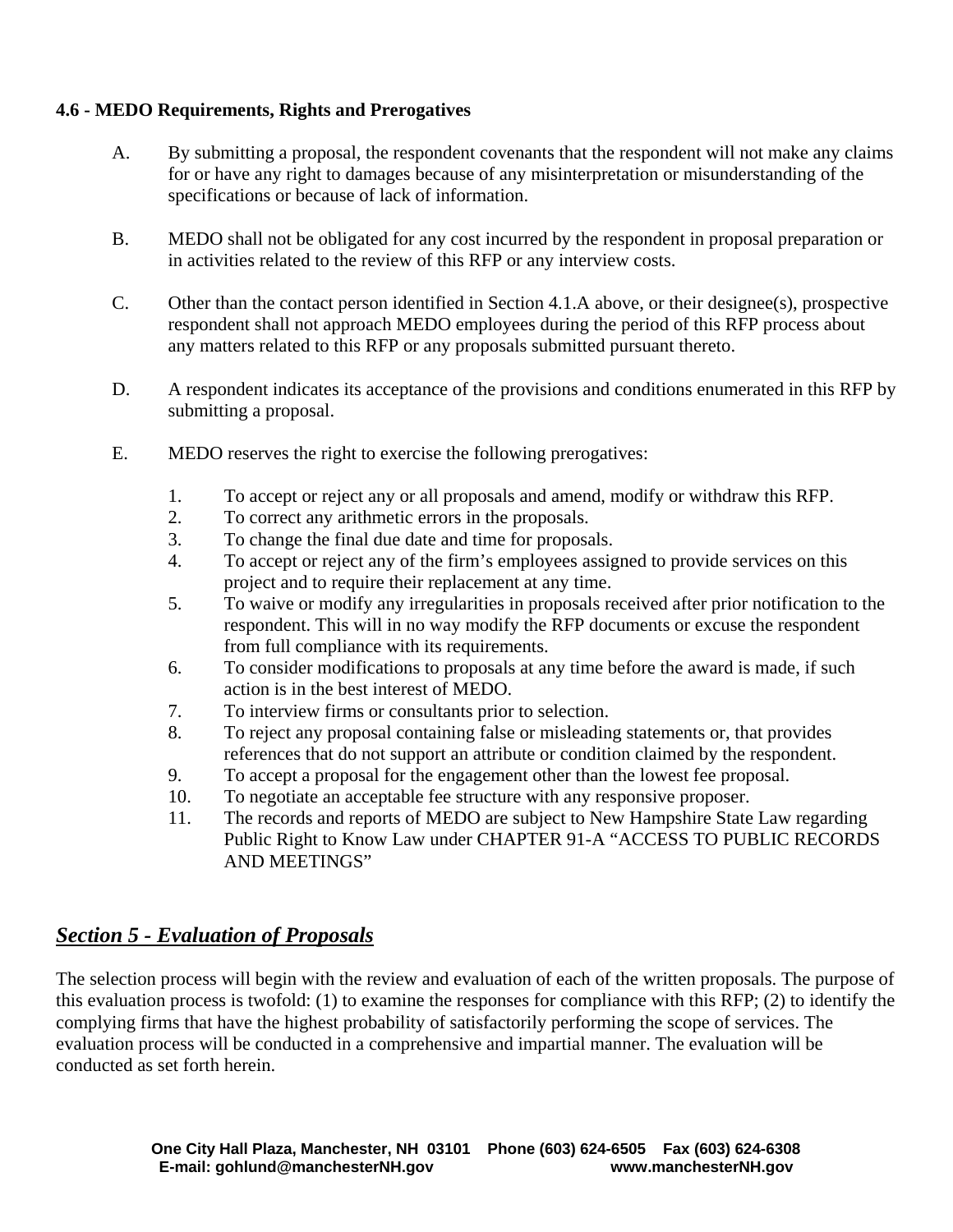**4.6 - MEDO Requirements, Rights and Prerogatives**

A. By submitting a proposal, the respondent covenants that the respondent will not make any claims for or have any right to damages because of any misinterpretation or misunderstanding of the specifications or because of lack of information.

B. MEDO shall not be obligated for any cost incurred by the respondent in proposal preparation or in activities related to the review of this RFP or any interview costs.

C. Other than the contact person identified in Section 4.1.A above, or their designee(s), prospective respondent shall not approach MEDO employees during the period of this RFP process about any matters related to this RFP or any proposals submitted pursuant thereto.

D. A respondent indicates its acceptance of the provisions and conditions enumerated in this RFP by submitting a proposal.

E. MEDO reserves the right to exercise the following prerogatives:

1. To accept or reject any or all proposals and amend, modify or withdraw this RFP.
2. To correct any arithmetic errors in the proposals.
3. To change the final due date and time for proposals.
4. To accept or reject any of the firm's employees assigned to provide services on this project and to require their replacement at any time.
5. To waive or modify any irregularities in proposals received after prior notification to the respondent. This will in no way modify the RFP documents or excuse the respondent from full compliance with its requirements.
6. To consider modifications to proposals at any time before the award is made, if such action is in the best interest of MEDO.
7. To interview firms or consultants prior to selection.
8. To reject any proposal containing false or misleading statements or, that provides references that do not support an attribute or condition claimed by the respondent.
9. To accept a proposal for the engagement other than the lowest fee proposal.
10. To negotiate an acceptable fee structure with any responsive proposer.
11. The records and reports of MEDO are subject to New Hampshire State Law regarding Public Right to Know Law under CHAPTER 91-A "ACCESS TO PUBLIC RECORDS AND MEETINGS"

## ***Section 5 - Evaluation of Proposals***

The selection process will begin with the review and evaluation of each of the written proposals. The purpose of this evaluation process is twofold: (1) to examine the responses for compliance with this RFP; (2) to identify the complying firms that have the highest probability of satisfactorily performing the scope of services. The evaluation process will be conducted in a comprehensive and impartial manner. The evaluation will be conducted as set forth herein.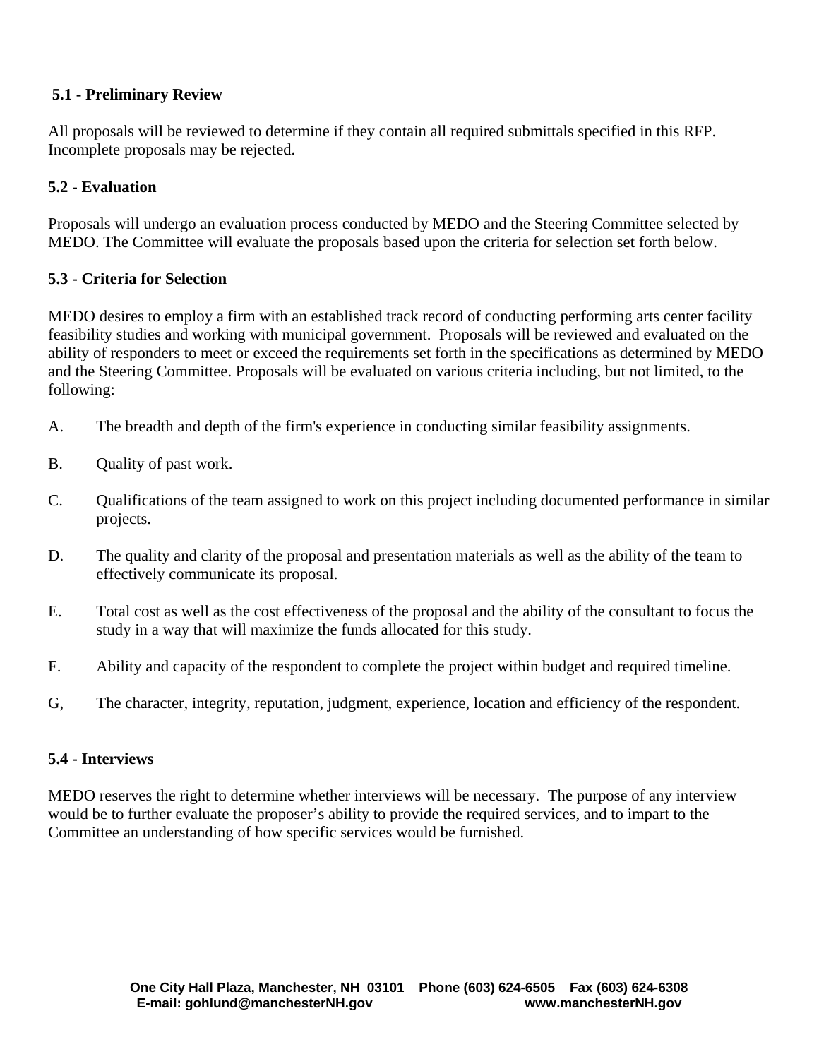### 5.1 - Preliminary Review

All proposals will be reviewed to determine if they contain all required submittals specified in this RFP. Incomplete proposals may be rejected.

### 5.2 - Evaluation

Proposals will undergo an evaluation process conducted by MEDO and the Steering Committee selected by MEDO. The Committee will evaluate the proposals based upon the criteria for selection set forth below.

### 5.3 - Criteria for Selection

MEDO desires to employ a firm with an established track record of conducting performing arts center facility feasibility studies and working with municipal government. Proposals will be reviewed and evaluated on the ability of responders to meet or exceed the requirements set forth in the specifications as determined by MEDO and the Steering Committee. Proposals will be evaluated on various criteria including, but not limited, to the following:

A. The breadth and depth of the firm's experience in conducting similar feasibility assignments.

B. Quality of past work.

C. Qualifications of the team assigned to work on this project including documented performance in similar projects.

D. The quality and clarity of the proposal and presentation materials as well as the ability of the team to effectively communicate its proposal.

E. Total cost as well as the cost effectiveness of the proposal and the ability of the consultant to focus the study in a way that will maximize the funds allocated for this study.

F. Ability and capacity of the respondent to complete the project within budget and required timeline.

G, The character, integrity, reputation, judgment, experience, location and efficiency of the respondent.

### 5.4 - Interviews

MEDO reserves the right to determine whether interviews will be necessary. The purpose of any interview would be to further evaluate the proposer's ability to provide the required services, and to impart to the Committee an understanding of how specific services would be furnished.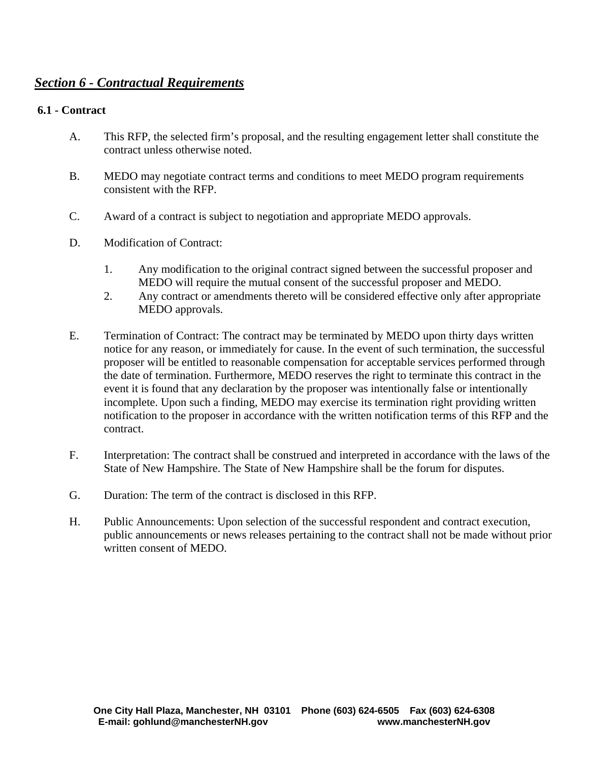## ***Section 6 - Contractual Requirements***

**6.1 - Contract**

A. This RFP, the selected firm's proposal, and the resulting engagement letter shall constitute the contract unless otherwise noted.

B. MEDO may negotiate contract terms and conditions to meet MEDO program requirements consistent with the RFP.

C. Award of a contract is subject to negotiation and appropriate MEDO approvals.

D. Modification of Contract:

   1. Any modification to the original contract signed between the successful proposer and MEDO will require the mutual consent of the successful proposer and MEDO.
   2. Any contract or amendments thereto will be considered effective only after appropriate MEDO approvals.

E. Termination of Contract: The contract may be terminated by MEDO upon thirty days written notice for any reason, or immediately for cause. In the event of such termination, the successful proposer will be entitled to reasonable compensation for acceptable services performed through the date of termination. Furthermore, MEDO reserves the right to terminate this contract in the event it is found that any declaration by the proposer was intentionally false or intentionally incomplete. Upon such a finding, MEDO may exercise its termination right providing written notification to the proposer in accordance with the written notification terms of this RFP and the contract.

F. Interpretation: The contract shall be construed and interpreted in accordance with the laws of the State of New Hampshire. The State of New Hampshire shall be the forum for disputes.

G. Duration: The term of the contract is disclosed in this RFP.

H. Public Announcements: Upon selection of the successful respondent and contract execution, public announcements or news releases pertaining to the contract shall not be made without prior written consent of MEDO.